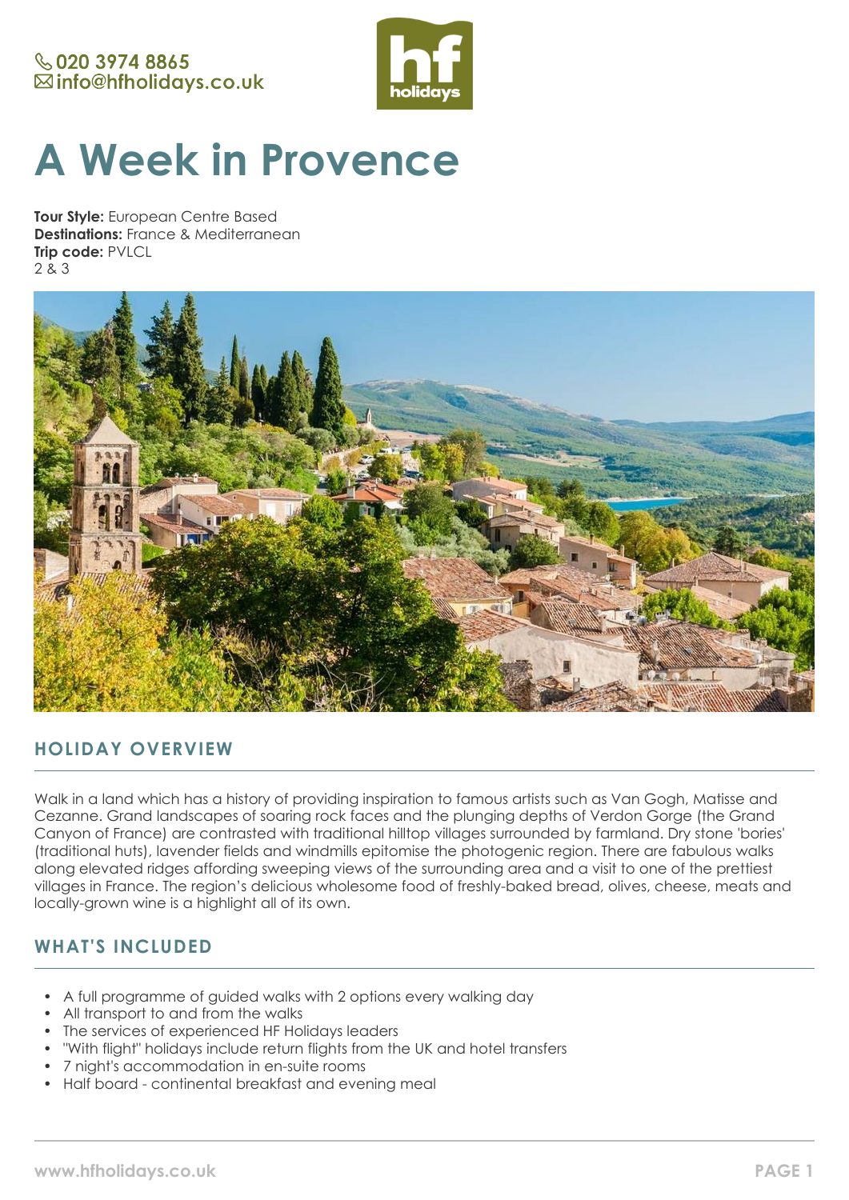020 3974 8865
info@hfholidays.co.uk

# A Week in Provence

**Tour Style:** European Centre Based
**Destinations:** France & Mediterranean
**Trip code:** PVLCL
2 & 3

## HOLIDAY OVERVIEW

Walk in a land which has a history of providing inspiration to famous artists such as Van Gogh, Matisse and Cezanne. Grand landscapes of soaring rock faces and the plunging depths of Verdon Gorge (the Grand Canyon of France) are contrasted with traditional hilltop villages surrounded by farmland. Dry stone 'bories' (traditional huts), lavender fields and windmills epitomise the photogenic region. There are fabulous walks along elevated ridges affording sweeping views of the surrounding area and a visit to one of the prettiest villages in France. The region's delicious wholesome food of freshly-baked bread, olives, cheese, meats and locally-grown wine is a highlight all of its own.

## WHAT'S INCLUDED

- A full programme of guided walks with 2 options every walking day
- All transport to and from the walks
- The services of experienced HF Holidays leaders
- "With flight" holidays include return flights from the UK and hotel transfers
- 7 night's accommodation in en-suite rooms
- Half board - continental breakfast and evening meal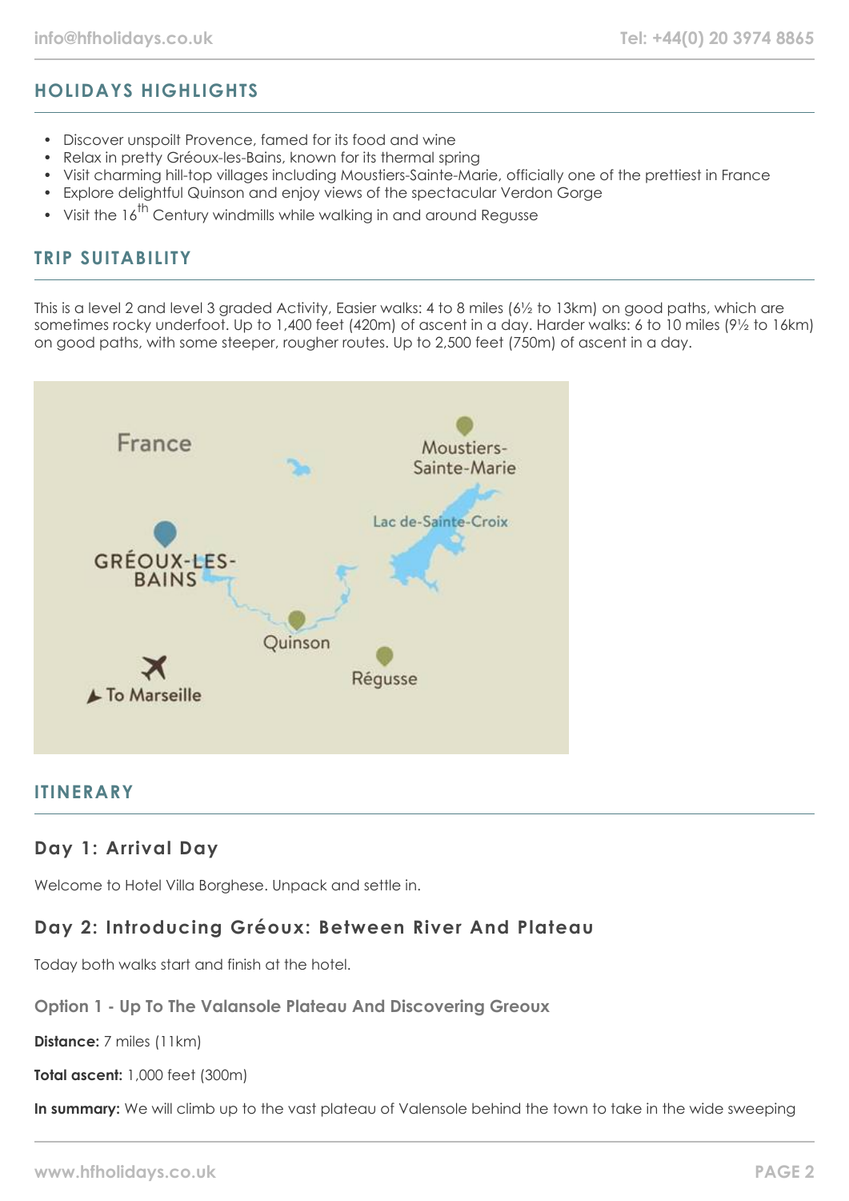## HOLIDAYS HIGHLIGHTS

- Discover unspoilt Provence, famed for its food and wine
- Relax in pretty Gréoux-les-Bains, known for its thermal spring
- Visit charming hill-top villages including Moustiers-Sainte-Marie, officially one of the prettiest in France
- Explore delightful Quinson and enjoy views of the spectacular Verdon Gorge
- Visit the 16th Century windmills while walking in and around Regusse

## TRIP SUITABILITY

This is a level 2 and level 3 graded Activity, Easier walks: 4 to 8 miles (6½ to 13km) on good paths, which are sometimes rocky underfoot. Up to 1,400 feet (420m) of ascent in a day. Harder walks: 6 to 10 miles (9½ to 16km) on good paths, with some steeper, rougher routes. Up to 2,500 feet (750m) of ascent in a day.

France

Moustiers-Sainte-Marie

Lac de-Sainte-Croix

GRÉOUX-LES-BAINS

Quinson

Régusse

To Marseille

## ITINERARY

### Day 1: Arrival Day

Welcome to Hotel Villa Borghese. Unpack and settle in.

### Day 2: Introducing Gréoux: Between River And Plateau

Today both walks start and finish at the hotel.

#### Option 1 - Up To The Valansole Plateau And Discovering Greoux

**Distance:** 7 miles (11km)

**Total ascent:** 1,000 feet (300m)

**In summary:** We will climb up to the vast plateau of Valensole behind the town to take in the wide sweeping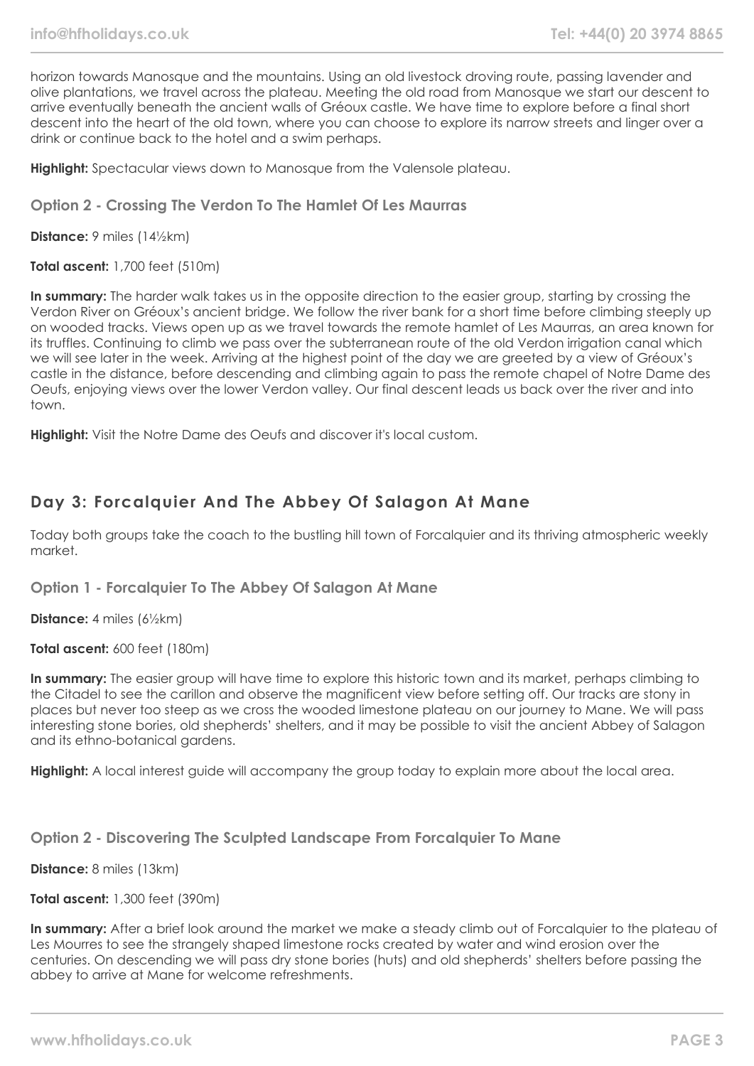horizon towards Manosque and the mountains. Using an old livestock droving route, passing lavender and olive plantations, we travel across the plateau. Meeting the old road from Manosque we start our descent to arrive eventually beneath the ancient walls of Gréoux castle. We have time to explore before a final short descent into the heart of the old town, where you can choose to explore its narrow streets and linger over a drink or continue back to the hotel and a swim perhaps.

**Highlight:** Spectacular views down to Manosque from the Valensole plateau.

### Option 2 - Crossing The Verdon To The Hamlet Of Les Maurras

**Distance:** 9 miles (14½km)

**Total ascent:** 1,700 feet (510m)

**In summary:** The harder walk takes us in the opposite direction to the easier group, starting by crossing the Verdon River on Gréoux's ancient bridge. We follow the river bank for a short time before climbing steeply up on wooded tracks. Views open up as we travel towards the remote hamlet of Les Maurras, an area known for its truffles. Continuing to climb we pass over the subterranean route of the old Verdon irrigation canal which we will see later in the week. Arriving at the highest point of the day we are greeted by a view of Gréoux's castle in the distance, before descending and climbing again to pass the remote chapel of Notre Dame des Oeufs, enjoying views over the lower Verdon valley. Our final descent leads us back over the river and into town.

**Highlight:** Visit the Notre Dame des Oeufs and discover it's local custom.

## Day 3: Forcalquier And The Abbey Of Salagon At Mane

Today both groups take the coach to the bustling hill town of Forcalquier and its thriving atmospheric weekly market.

### Option 1 - Forcalquier To The Abbey Of Salagon At Mane

**Distance:** 4 miles (6½km)

**Total ascent:** 600 feet (180m)

**In summary:** The easier group will have time to explore this historic town and its market, perhaps climbing to the Citadel to see the carillon and observe the magnificent view before setting off. Our tracks are stony in places but never too steep as we cross the wooded limestone plateau on our journey to Mane. We will pass interesting stone bories, old shepherds' shelters, and it may be possible to visit the ancient Abbey of Salagon and its ethno-botanical gardens.

**Highlight:** A local interest guide will accompany the group today to explain more about the local area.

### Option 2 - Discovering The Sculpted Landscape From Forcalquier To Mane

**Distance:** 8 miles (13km)

**Total ascent:** 1,300 feet (390m)

**In summary:** After a brief look around the market we make a steady climb out of Forcalquier to the plateau of Les Mourres to see the strangely shaped limestone rocks created by water and wind erosion over the centuries. On descending we will pass dry stone bories (huts) and old shepherds' shelters before passing the abbey to arrive at Mane for welcome refreshments.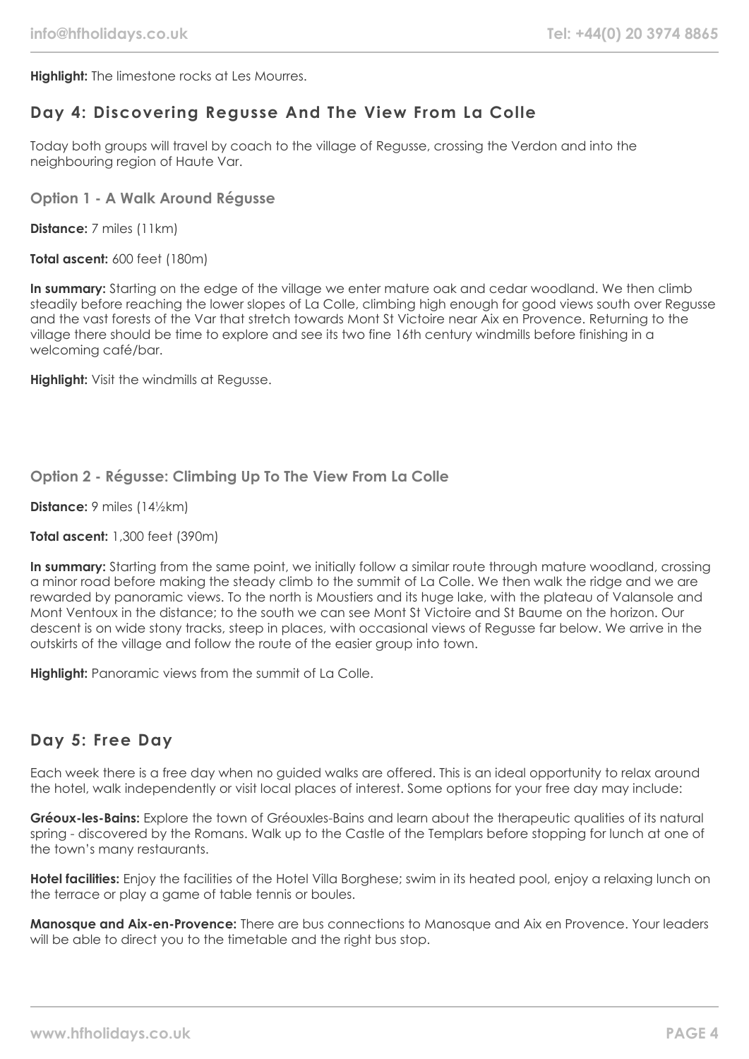**Highlight:** The limestone rocks at Les Mourres.

## Day 4: Discovering Regusse And The View From La Colle

Today both groups will travel by coach to the village of Regusse, crossing the Verdon and into the neighbouring region of Haute Var.

### Option 1 - A Walk Around Régusse

**Distance:** 7 miles (11km)

**Total ascent:** 600 feet (180m)

**In summary:** Starting on the edge of the village we enter mature oak and cedar woodland. We then climb steadily before reaching the lower slopes of La Colle, climbing high enough for good views south over Regusse and the vast forests of the Var that stretch towards Mont St Victoire near Aix en Provence. Returning to the village there should be time to explore and see its two fine 16th century windmills before finishing in a welcoming café/bar.

**Highlight:** Visit the windmills at Regusse.

### Option 2 - Régusse: Climbing Up To The View From La Colle

**Distance:** 9 miles (14½km)

**Total ascent:** 1,300 feet (390m)

**In summary:** Starting from the same point, we initially follow a similar route through mature woodland, crossing a minor road before making the steady climb to the summit of La Colle. We then walk the ridge and we are rewarded by panoramic views. To the north is Moustiers and its huge lake, with the plateau of Valansole and Mont Ventoux in the distance; to the south we can see Mont St Victoire and St Baume on the horizon. Our descent is on wide stony tracks, steep in places, with occasional views of Regusse far below. We arrive in the outskirts of the village and follow the route of the easier group into town.

**Highlight:** Panoramic views from the summit of La Colle.

## Day 5: Free Day

Each week there is a free day when no guided walks are offered. This is an ideal opportunity to relax around the hotel, walk independently or visit local places of interest. Some options for your free day may include:

**Gréoux-les-Bains:** Explore the town of Gréouxles-Bains and learn about the therapeutic qualities of its natural spring - discovered by the Romans. Walk up to the Castle of the Templars before stopping for lunch at one of the town's many restaurants.

**Hotel facilities:** Enjoy the facilities of the Hotel Villa Borghese; swim in its heated pool, enjoy a relaxing lunch on the terrace or play a game of table tennis or boules.

**Manosque and Aix-en-Provence:** There are bus connections to Manosque and Aix en Provence. Your leaders will be able to direct you to the timetable and the right bus stop.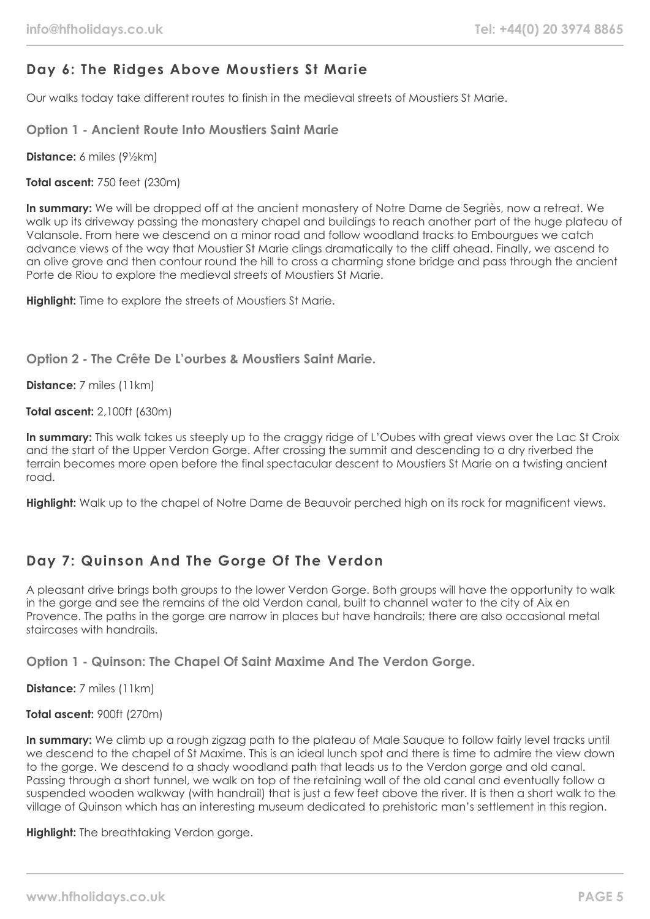## Day 6: The Ridges Above Moustiers St Marie

Our walks today take different routes to finish in the medieval streets of Moustiers St Marie.

### Option 1 - Ancient Route Into Moustiers Saint Marie

**Distance:** 6 miles (9½km)

**Total ascent:** 750 feet (230m)

**In summary:** We will be dropped off at the ancient monastery of Notre Dame de Segriès, now a retreat. We walk up its driveway passing the monastery chapel and buildings to reach another part of the huge plateau of Valansole. From here we descend on a minor road and follow woodland tracks to Embourgues we catch advance views of the way that Moustier St Marie clings dramatically to the cliff ahead. Finally, we ascend to an olive grove and then contour round the hill to cross a charming stone bridge and pass through the ancient Porte de Riou to explore the medieval streets of Moustiers St Marie.

**Highlight:** Time to explore the streets of Moustiers St Marie.

### Option 2 - The Crête De L'ourbes & Moustiers Saint Marie.

**Distance:** 7 miles (11km)

**Total ascent:** 2,100ft (630m)

**In summary:** This walk takes us steeply up to the craggy ridge of L'Oubes with great views over the Lac St Croix and the start of the Upper Verdon Gorge. After crossing the summit and descending to a dry riverbed the terrain becomes more open before the final spectacular descent to Moustiers St Marie on a twisting ancient road.

**Highlight:** Walk up to the chapel of Notre Dame de Beauvoir perched high on its rock for magnificent views.

## Day 7: Quinson And The Gorge Of The Verdon

A pleasant drive brings both groups to the lower Verdon Gorge. Both groups will have the opportunity to walk in the gorge and see the remains of the old Verdon canal, built to channel water to the city of Aix en Provence. The paths in the gorge are narrow in places but have handrails; there are also occasional metal staircases with handrails.

### Option 1 - Quinson: The Chapel Of Saint Maxime And The Verdon Gorge.

**Distance:** 7 miles (11km)

**Total ascent:** 900ft (270m)

**In summary:** We climb up a rough zigzag path to the plateau of Male Sauque to follow fairly level tracks until we descend to the chapel of St Maxime. This is an ideal lunch spot and there is time to admire the view down to the gorge. We descend to a shady woodland path that leads us to the Verdon gorge and old canal. Passing through a short tunnel, we walk on top of the retaining wall of the old canal and eventually follow a suspended wooden walkway (with handrail) that is just a few feet above the river. It is then a short walk to the village of Quinson which has an interesting museum dedicated to prehistoric man's settlement in this region.

**Highlight:** The breathtaking Verdon gorge.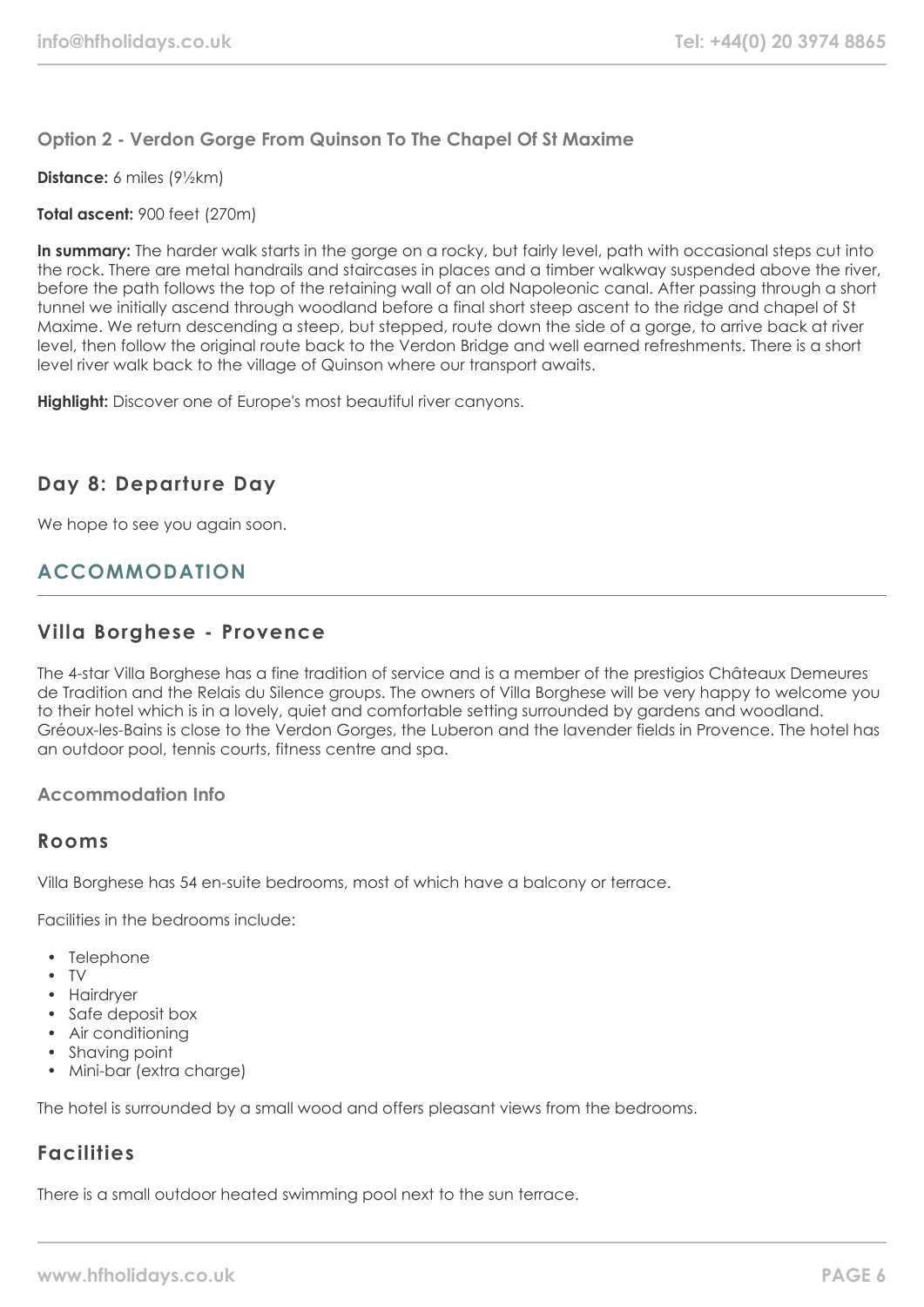### Option 2 - Verdon Gorge From Quinson To The Chapel Of St Maxime

**Distance:** 6 miles (9½km)

**Total ascent:** 900 feet (270m)

**In summary:** The harder walk starts in the gorge on a rocky, but fairly level, path with occasional steps cut into the rock. There are metal handrails and staircases in places and a timber walkway suspended above the river, before the path follows the top of the retaining wall of an old Napoleonic canal. After passing through a short tunnel we initially ascend through woodland before a final short steep ascent to the ridge and chapel of St Maxime. We return descending a steep, but stepped, route down the side of a gorge, to arrive back at river level, then follow the original route back to the Verdon Bridge and well earned refreshments. There is a short level river walk back to the village of Quinson where our transport awaits.

**Highlight:** Discover one of Europe's most beautiful river canyons.

## Day 8: Departure Day

We hope to see you again soon.

# ACCOMMODATION

## Villa Borghese - Provence

The 4-star Villa Borghese has a fine tradition of service and is a member of the prestigios Châteaux Demeures de Tradition and the Relais du Silence groups. The owners of Villa Borghese will be very happy to welcome you to their hotel which is in a lovely, quiet and comfortable setting surrounded by gardens and woodland. Gréoux-les-Bains is close to the Verdon Gorges, the Luberon and the lavender fields in Provence. The hotel has an outdoor pool, tennis courts, fitness centre and spa.

### Accommodation Info

## Rooms

Villa Borghese has 54 en-suite bedrooms, most of which have a balcony or terrace.

Facilities in the bedrooms include:

- Telephone
- TV
- Hairdryer
- Safe deposit box
- Air conditioning
- Shaving point
- Mini-bar (extra charge)

The hotel is surrounded by a small wood and offers pleasant views from the bedrooms.

## Facilities

There is a small outdoor heated swimming pool next to the sun terrace.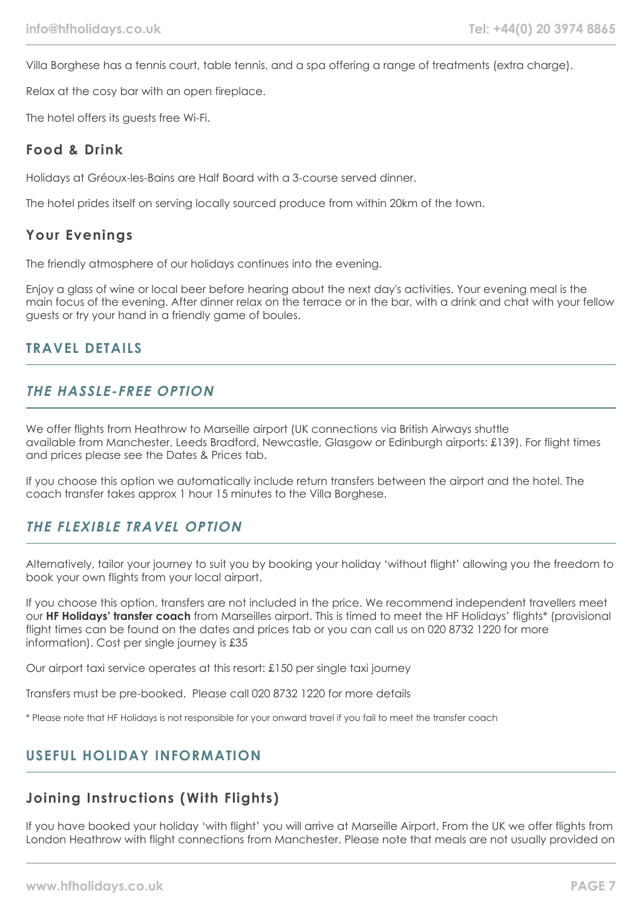Villa Borghese has a tennis court, table tennis, and a spa offering a range of treatments (extra charge).

Relax at the cosy bar with an open fireplace.

The hotel offers its guests free Wi-Fi.

### Food & Drink

Holidays at Gréoux-les-Bains are Half Board with a 3-course served dinner.

The hotel prides itself on serving locally sourced produce from within 20km of the town.

### Your Evenings

The friendly atmosphere of our holidays continues into the evening.

Enjoy a glass of wine or local beer before hearing about the next day's activities. Your evening meal is the main focus of the evening. After dinner relax on the terrace or in the bar, with a drink and chat with your fellow guests or try your hand in a friendly game of boules.

## TRAVEL DETAILS

### *THE HASSLE-FREE OPTION*

We offer flights from Heathrow to Marseille airport (UK connections via British Airways shuttle available from Manchester, Leeds Bradford, Newcastle, Glasgow or Edinburgh airports: £139). For flight times and prices please see the Dates & Prices tab.

If you choose this option we automatically include return transfers between the airport and the hotel. The coach transfer takes approx 1 hour 15 minutes to the Villa Borghese.

### *THE FLEXIBLE TRAVEL OPTION*

Alternatively, tailor your journey to suit you by booking your holiday 'without flight' allowing you the freedom to book your own flights from your local airport.

If you choose this option, transfers are not included in the price. We recommend independent travellers meet our **HF Holidays' transfer coach** from Marseilles airport. This is timed to meet the HF Holidays' flights* (provisional flight times can be found on the dates and prices tab or you can call us on 020 8732 1220 for more information). Cost per single journey is £35

Our airport taxi service operates at this resort: £150 per single taxi journey

Transfers must be pre-booked. Please call 020 8732 1220 for more details

\* Please note that HF Holidays is not responsible for your onward travel if you fail to meet the transfer coach

## USEFUL HOLIDAY INFORMATION

### Joining Instructions (With Flights)

If you have booked your holiday 'with flight' you will arrive at Marseille Airport. From the UK we offer flights from London Heathrow with flight connections from Manchester. Please note that meals are not usually provided on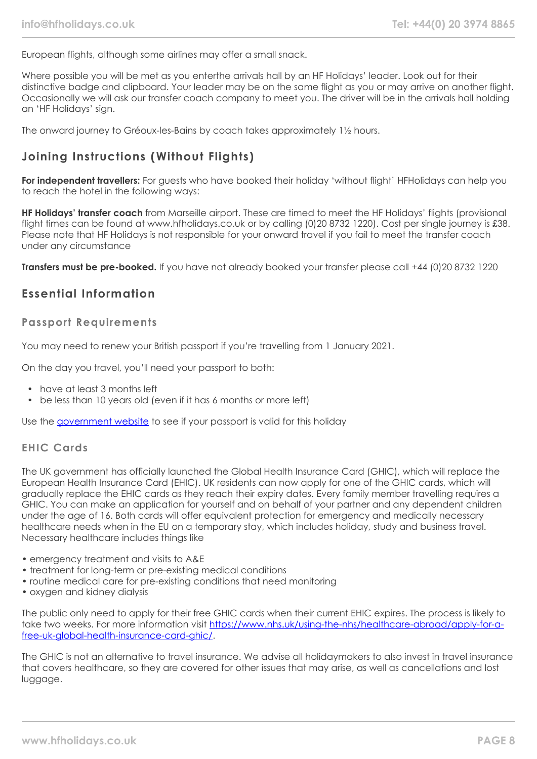European flights, although some airlines may offer a small snack.

Where possible you will be met as you enterthe arrivals hall by an HF Holidays' leader. Look out for their distinctive badge and clipboard. Your leader may be on the same flight as you or may arrive on another flight. Occasionally we will ask our transfer coach company to meet you. The driver will be in the arrivals hall holding an 'HF Holidays' sign.

The onward journey to Gréoux-les-Bains by coach takes approximately 1½ hours.

## Joining Instructions (Without Flights)

**For independent travellers:** For guests who have booked their holiday 'without flight' HFHolidays can help you to reach the hotel in the following ways:

**HF Holidays' transfer coach** from Marseille airport. These are timed to meet the HF Holidays' flights (provisional flight times can be found at www.hfholidays.co.uk or by calling (0)20 8732 1220). Cost per single journey is £38. Please note that HF Holidays is not responsible for your onward travel if you fail to meet the transfer coach under any circumstance

**Transfers must be pre-booked.** If you have not already booked your transfer please call +44 (0)20 8732 1220

## Essential Information

### Passport Requirements

You may need to renew your British passport if you're travelling from 1 January 2021.

On the day you travel, you'll need your passport to both:

- have at least 3 months left
- be less than 10 years old (even if it has 6 months or more left)

Use the [government website](https://www.gov.uk) to see if your passport is valid for this holiday

### EHIC Cards

The UK government has officially launched the Global Health Insurance Card (GHIC), which will replace the European Health Insurance Card (EHIC). UK residents can now apply for one of the GHIC cards, which will gradually replace the EHIC cards as they reach their expiry dates. Every family member travelling requires a GHIC. You can make an application for yourself and on behalf of your partner and any dependent children under the age of 16. Both cards will offer equivalent protection for emergency and medically necessary healthcare needs when in the EU on a temporary stay, which includes holiday, study and business travel. Necessary healthcare includes things like

- emergency treatment and visits to A&E
- treatment for long-term or pre-existing medical conditions
- routine medical care for pre-existing conditions that need monitoring
- oxygen and kidney dialysis

The public only need to apply for their free GHIC cards when their current EHIC expires. The process is likely to take two weeks. For more information visit [https://www.nhs.uk/using-the-nhs/healthcare-abroad/apply-for-a-free-uk-global-health-insurance-card-ghic/](https://www.nhs.uk/using-the-nhs/healthcare-abroad/apply-for-a-free-uk-global-health-insurance-card-ghic/).

The GHIC is not an alternative to travel insurance. We advise all holidaymakers to also invest in travel insurance that covers healthcare, so they are covered for other issues that may arise, as well as cancellations and lost luggage.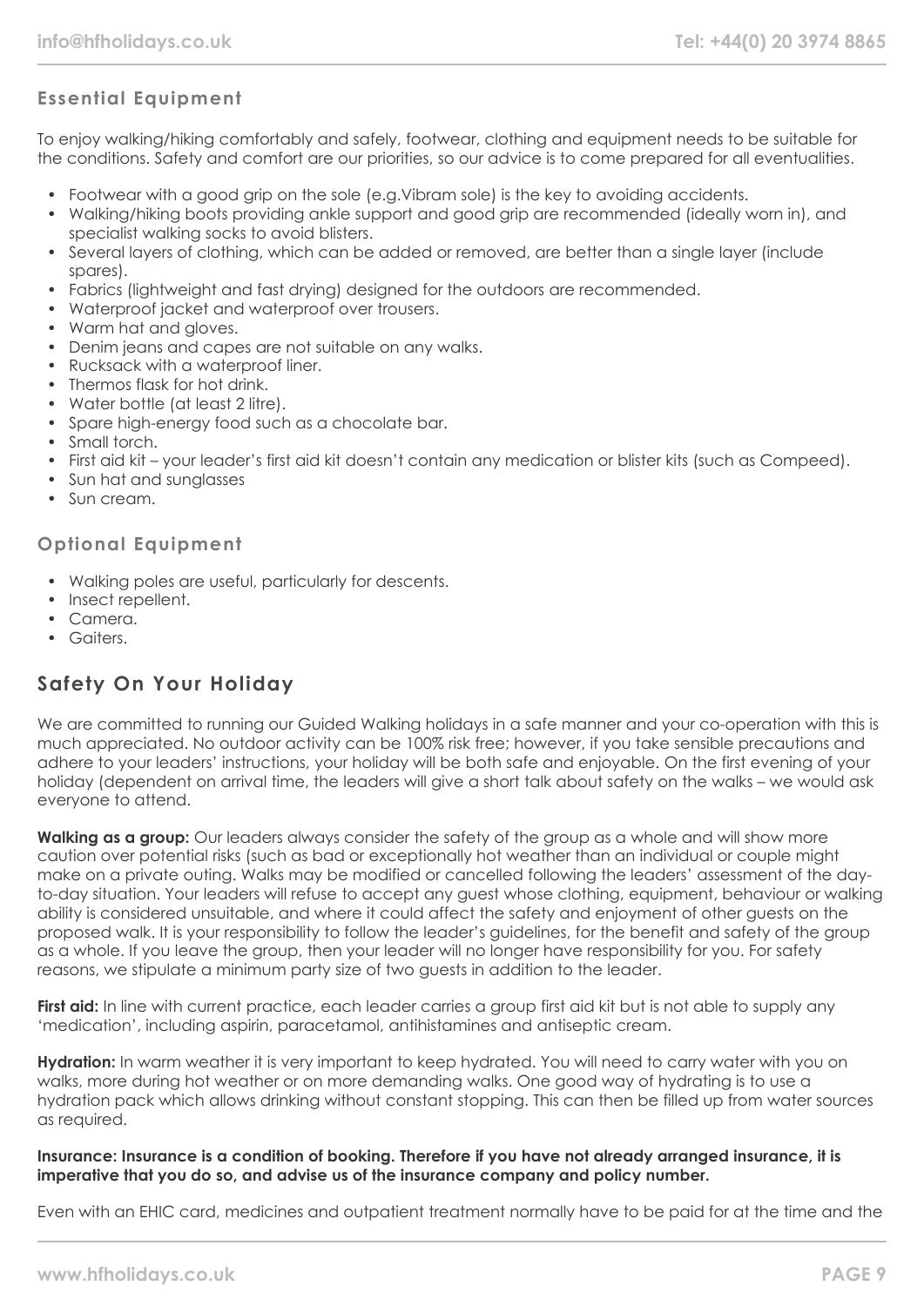## Essential Equipment

To enjoy walking/hiking comfortably and safely, footwear, clothing and equipment needs to be suitable for the conditions. Safety and comfort are our priorities, so our advice is to come prepared for all eventualities.

- Footwear with a good grip on the sole (e.g.Vibram sole) is the key to avoiding accidents.
- Walking/hiking boots providing ankle support and good grip are recommended (ideally worn in), and specialist walking socks to avoid blisters.
- Several layers of clothing, which can be added or removed, are better than a single layer (include spares).
- Fabrics (lightweight and fast drying) designed for the outdoors are recommended.
- Waterproof jacket and waterproof over trousers.
- Warm hat and gloves.
- Denim jeans and capes are not suitable on any walks.
- Rucksack with a waterproof liner.
- Thermos flask for hot drink.
- Water bottle (at least 2 litre).
- Spare high-energy food such as a chocolate bar.
- Small torch.
- First aid kit – your leader's first aid kit doesn't contain any medication or blister kits (such as Compeed).
- Sun hat and sunglasses
- Sun cream.

## Optional Equipment

- Walking poles are useful, particularly for descents.
- Insect repellent.
- Camera.
- Gaiters.

# Safety On Your Holiday

We are committed to running our Guided Walking holidays in a safe manner and your co-operation with this is much appreciated. No outdoor activity can be 100% risk free; however, if you take sensible precautions and adhere to your leaders' instructions, your holiday will be both safe and enjoyable. On the first evening of your holiday (dependent on arrival time, the leaders will give a short talk about safety on the walks – we would ask everyone to attend.

**Walking as a group:** Our leaders always consider the safety of the group as a whole and will show more caution over potential risks (such as bad or exceptionally hot weather than an individual or couple might make on a private outing. Walks may be modified or cancelled following the leaders' assessment of the day-to-day situation. Your leaders will refuse to accept any guest whose clothing, equipment, behaviour or walking ability is considered unsuitable, and where it could affect the safety and enjoyment of other guests on the proposed walk. It is your responsibility to follow the leader's guidelines, for the benefit and safety of the group as a whole. If you leave the group, then your leader will no longer have responsibility for you. For safety reasons, we stipulate a minimum party size of two guests in addition to the leader.

**First aid:** In line with current practice, each leader carries a group first aid kit but is not able to supply any 'medication', including aspirin, paracetamol, antihistamines and antiseptic cream.

**Hydration:** In warm weather it is very important to keep hydrated. You will need to carry water with you on walks, more during hot weather or on more demanding walks. One good way of hydrating is to use a hydration pack which allows drinking without constant stopping. This can then be filled up from water sources as required.

**Insurance: Insurance is a condition of booking. Therefore if you have not already arranged insurance, it is imperative that you do so, and advise us of the insurance company and policy number.**

Even with an EHIC card, medicines and outpatient treatment normally have to be paid for at the time and the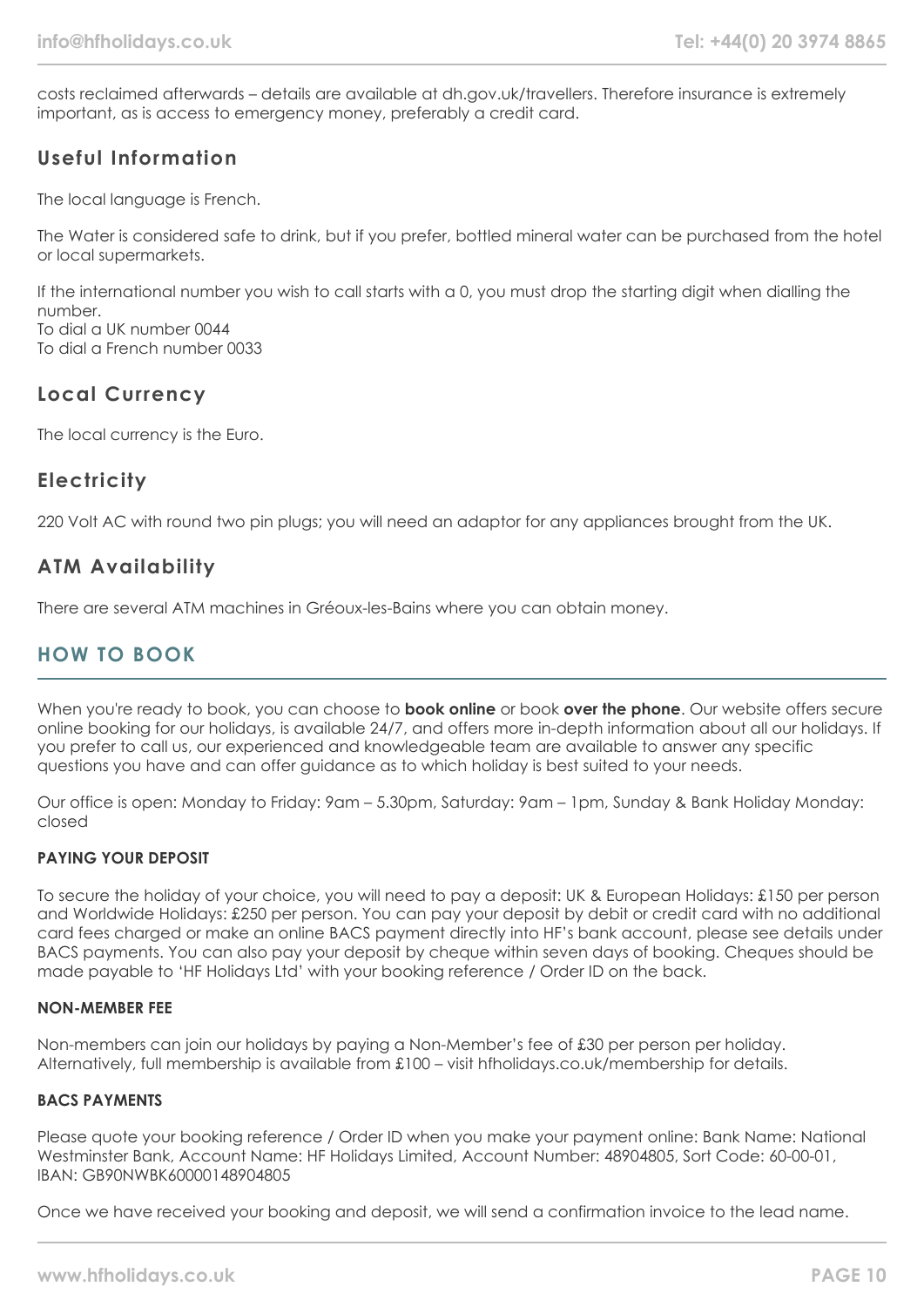costs reclaimed afterwards – details are available at dh.gov.uk/travellers. Therefore insurance is extremely important, as is access to emergency money, preferably a credit card.

## Useful Information

The local language is French.

The Water is considered safe to drink, but if you prefer, bottled mineral water can be purchased from the hotel or local supermarkets.

If the international number you wish to call starts with a 0, you must drop the starting digit when dialling the number.
To dial a UK number 0044
To dial a French number 0033

## Local Currency

The local currency is the Euro.

## Electricity

220 Volt AC with round two pin plugs; you will need an adaptor for any appliances brought from the UK.

## ATM Availability

There are several ATM machines in Gréoux-les-Bains where you can obtain money.

# HOW TO BOOK

When you're ready to book, you can choose to **book online** or book **over the phone**. Our website offers secure online booking for our holidays, is available 24/7, and offers more in-depth information about all our holidays. If you prefer to call us, our experienced and knowledgeable team are available to answer any specific questions you have and can offer guidance as to which holiday is best suited to your needs.

Our office is open: Monday to Friday: 9am – 5.30pm, Saturday: 9am – 1pm, Sunday & Bank Holiday Monday: closed

### PAYING YOUR DEPOSIT

To secure the holiday of your choice, you will need to pay a deposit: UK & European Holidays: £150 per person and Worldwide Holidays: £250 per person. You can pay your deposit by debit or credit card with no additional card fees charged or make an online BACS payment directly into HF's bank account, please see details under BACS payments. You can also pay your deposit by cheque within seven days of booking. Cheques should be made payable to 'HF Holidays Ltd' with your booking reference / Order ID on the back.

### NON-MEMBER FEE

Non-members can join our holidays by paying a Non-Member's fee of £30 per person per holiday. Alternatively, full membership is available from £100 – visit hfholidays.co.uk/membership for details.

### BACS PAYMENTS

Please quote your booking reference / Order ID when you make your payment online: Bank Name: National Westminster Bank, Account Name: HF Holidays Limited, Account Number: 48904805, Sort Code: 60-00-01, IBAN: GB90NWBK60000148904805

Once we have received your booking and deposit, we will send a confirmation invoice to the lead name.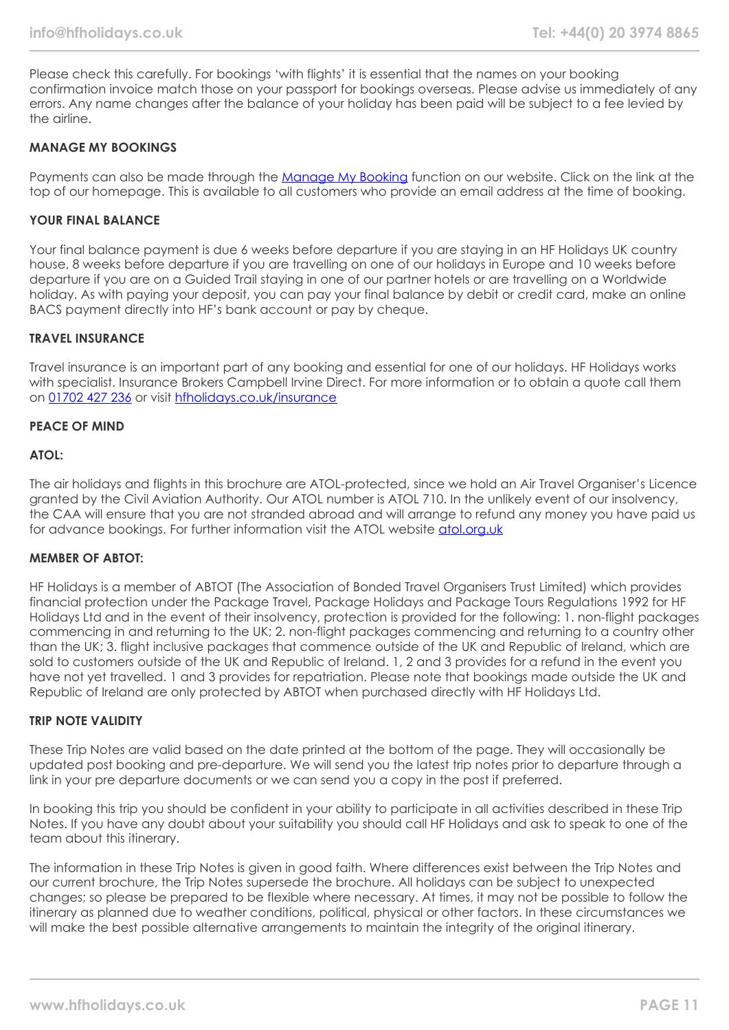Please check this carefully. For bookings 'with flights' it is essential that the names on your booking confirmation invoice match those on your passport for bookings overseas. Please advise us immediately of any errors. Any name changes after the balance of your holiday has been paid will be subject to a fee levied by the airline.

**MANAGE MY BOOKINGS**

Payments can also be made through the [Manage My Booking]() function on our website. Click on the link at the top of our homepage. This is available to all customers who provide an email address at the time of booking.

**YOUR FINAL BALANCE**

Your final balance payment is due 6 weeks before departure if you are staying in an HF Holidays UK country house, 8 weeks before departure if you are travelling on one of our holidays in Europe and 10 weeks before departure if you are on a Guided Trail staying in one of our partner hotels or are travelling on a Worldwide holiday. As with paying your deposit, you can pay your final balance by debit or credit card, make an online BACS payment directly into HF's bank account or pay by cheque.

**TRAVEL INSURANCE**

Travel insurance is an important part of any booking and essential for one of our holidays. HF Holidays works with specialist. Insurance Brokers Campbell Irvine Direct. For more information or to obtain a quote call them on [01702 427 236]() or visit [hfholidays.co.uk/insurance]()

**PEACE OF MIND**

**ATOL:**

The air holidays and flights in this brochure are ATOL-protected, since we hold an Air Travel Organiser's Licence granted by the Civil Aviation Authority. Our ATOL number is ATOL 710. In the unlikely event of our insolvency, the CAA will ensure that you are not stranded abroad and will arrange to refund any money you have paid us for advance bookings. For further information visit the ATOL website [atol.org.uk]()

**MEMBER OF ABTOT:**

HF Holidays is a member of ABTOT (The Association of Bonded Travel Organisers Trust Limited) which provides financial protection under the Package Travel, Package Holidays and Package Tours Regulations 1992 for HF Holidays Ltd and in the event of their insolvency, protection is provided for the following: 1. non-flight packages commencing in and returning to the UK; 2. non-flight packages commencing and returning to a country other than the UK; 3. flight inclusive packages that commence outside of the UK and Republic of Ireland, which are sold to customers outside of the UK and Republic of Ireland. 1, 2 and 3 provides for a refund in the event you have not yet travelled. 1 and 3 provides for repatriation. Please note that bookings made outside the UK and Republic of Ireland are only protected by ABTOT when purchased directly with HF Holidays Ltd.

**TRIP NOTE VALIDITY**

These Trip Notes are valid based on the date printed at the bottom of the page. They will occasionally be updated post booking and pre-departure. We will send you the latest trip notes prior to departure through a link in your pre departure documents or we can send you a copy in the post if preferred.

In booking this trip you should be confident in your ability to participate in all activities described in these Trip Notes. If you have any doubt about your suitability you should call HF Holidays and ask to speak to one of the team about this itinerary.

The information in these Trip Notes is given in good faith. Where differences exist between the Trip Notes and our current brochure, the Trip Notes supersede the brochure. All holidays can be subject to unexpected changes; so please be prepared to be flexible where necessary. At times, it may not be possible to follow the itinerary as planned due to weather conditions, political, physical or other factors. In these circumstances we will make the best possible alternative arrangements to maintain the integrity of the original itinerary.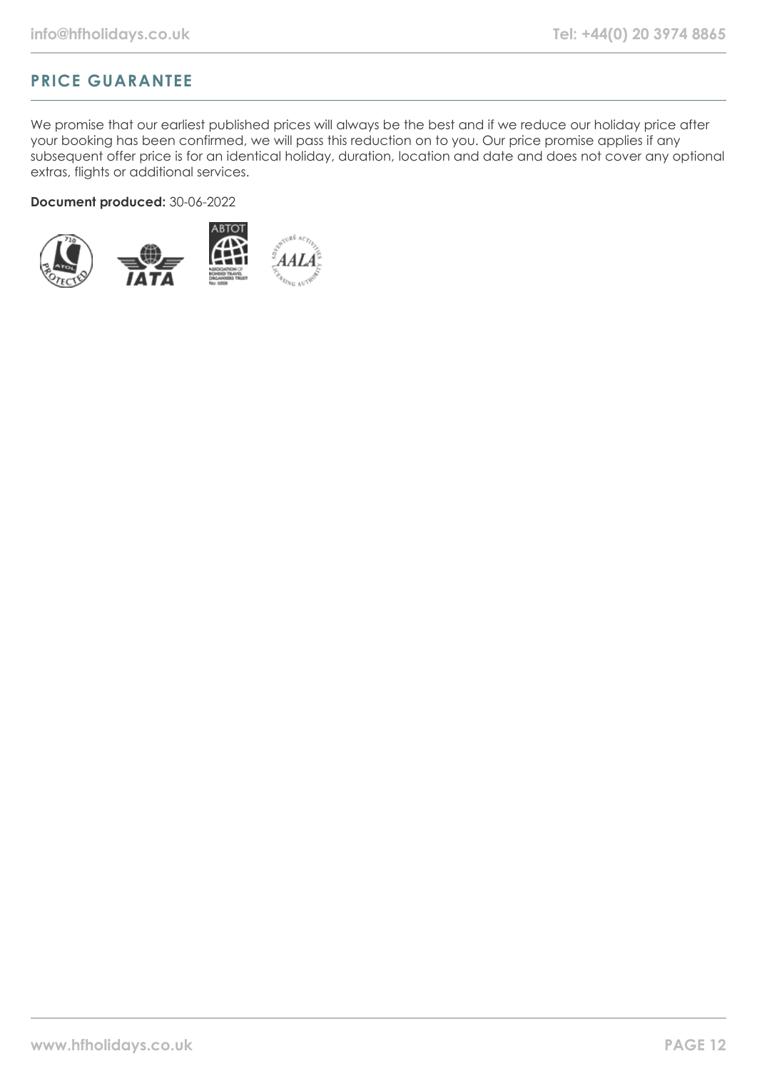## PRICE GUARANTEE

We promise that our earliest published prices will always be the best and if we reduce our holiday price after your booking has been confirmed, we will pass this reduction on to you. Our price promise applies if any subsequent offer price is for an identical holiday, duration, location and date and does not cover any optional extras, flights or additional services.

**Document produced:** 30-06-2022